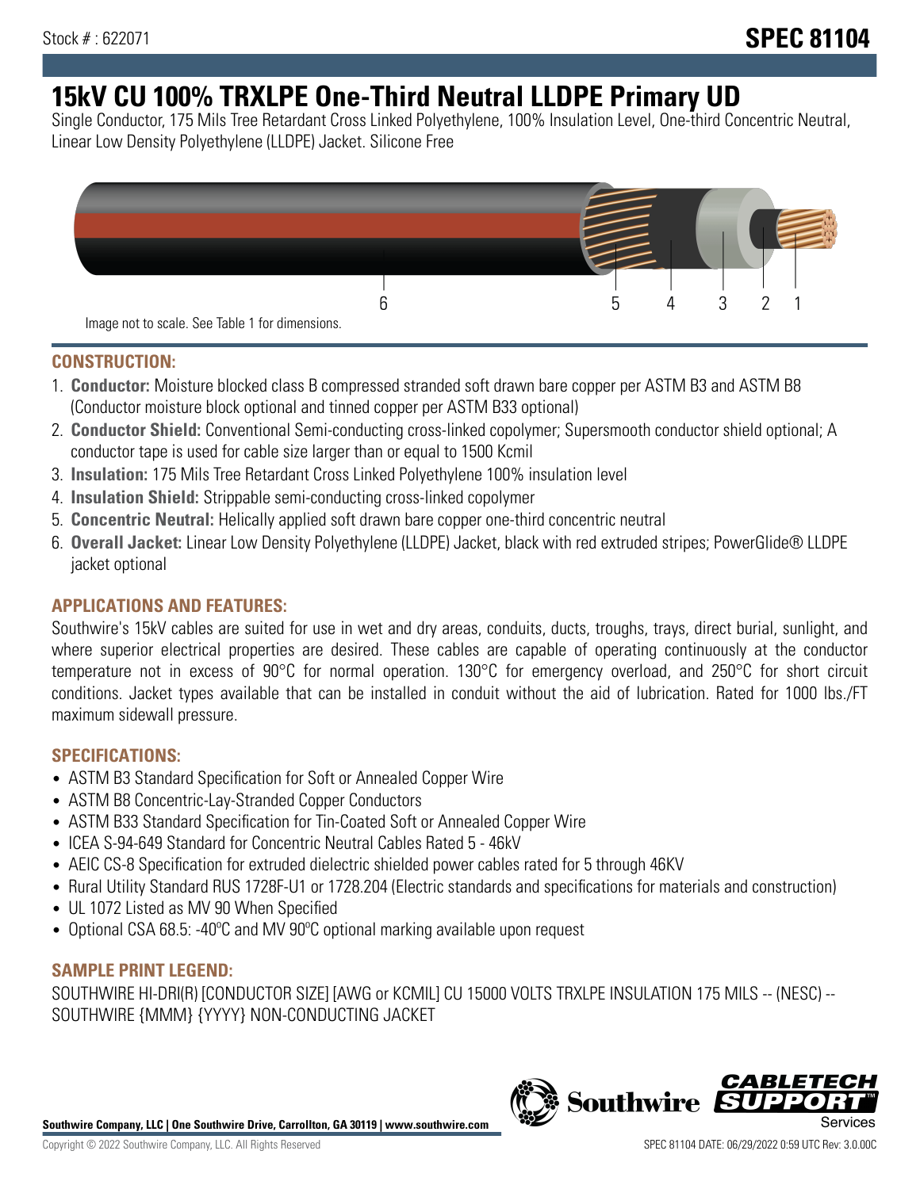Stock # : 622071

**SPEC 81104**

# 15kV CU 100% TRXLPE One-Third Neutral LLDPE Primary UD

Single Conductor, 175 Mils Tree Retardant Cross Linked Polyethylene, 100% Insulation Level, One-third Concentric Neutral, Linear Low Density Polyethylene (LLDPE) Jacket. Silicone Free

6 5 4 3 2 1

Image not to scale. See Table 1 for dimensions.

## CONSTRUCTION:

1. **Conductor:** Moisture blocked class B compressed stranded soft drawn bare copper per ASTM B3 and ASTM B8 (Conductor moisture block optional and tinned copper per ASTM B33 optional)
2. **Conductor Shield:** Conventional Semi-conducting cross-linked copolymer; Supersmooth conductor shield optional; A conductor tape is used for cable size larger than or equal to 1500 Kcmil
3. **Insulation:** 175 Mils Tree Retardant Cross Linked Polyethylene 100% insulation level
4. **Insulation Shield:** Strippable semi-conducting cross-linked copolymer
5. **Concentric Neutral:** Helically applied soft drawn bare copper one-third concentric neutral
6. **Overall Jacket:** Linear Low Density Polyethylene (LLDPE) Jacket, black with red extruded stripes; PowerGlide® LLDPE jacket optional

## APPLICATIONS AND FEATURES:

Southwire's 15kV cables are suited for use in wet and dry areas, conduits, ducts, troughs, trays, direct burial, sunlight, and where superior electrical properties are desired. These cables are capable of operating continuously at the conductor temperature not in excess of 90°C for normal operation. 130°C for emergency overload, and 250°C for short circuit conditions. Jacket types available that can be installed in conduit without the aid of lubrication. Rated for 1000 lbs./FT maximum sidewall pressure.

## SPECIFICATIONS:

- ASTM B3 Standard Specification for Soft or Annealed Copper Wire
- ASTM B8 Concentric-Lay-Stranded Copper Conductors
- ASTM B33 Standard Specification for Tin-Coated Soft or Annealed Copper Wire
- ICEA S-94-649 Standard for Concentric Neutral Cables Rated 5 - 46kV
- AEIC CS-8 Specification for extruded dielectric shielded power cables rated for 5 through 46KV
- Rural Utility Standard RUS 1728F-U1 or 1728.204 (Electric standards and specifications for materials and construction)
- UL 1072 Listed as MV 90 When Specified
- Optional CSA 68.5: -40ºC and MV 90ºC optional marking available upon request

## SAMPLE PRINT LEGEND:

SOUTHWIRE HI-DRI(R) [CONDUCTOR SIZE] [AWG or KCMIL] CU 15000 VOLTS TRXLPE INSULATION 175 MILS -- (NESC) -- SOUTHWIRE {MMM} {YYYY} NON-CONDUCTING JACKET

**Southwire Company, LLC | One Southwire Drive, Carrollton, GA 30119 | www.southwire.com**

Copyright © 2022 Southwire Company, LLC. All Rights Reserved

SPEC 81104 DATE: 06/29/2022 0:59 UTC Rev: 3.0.00C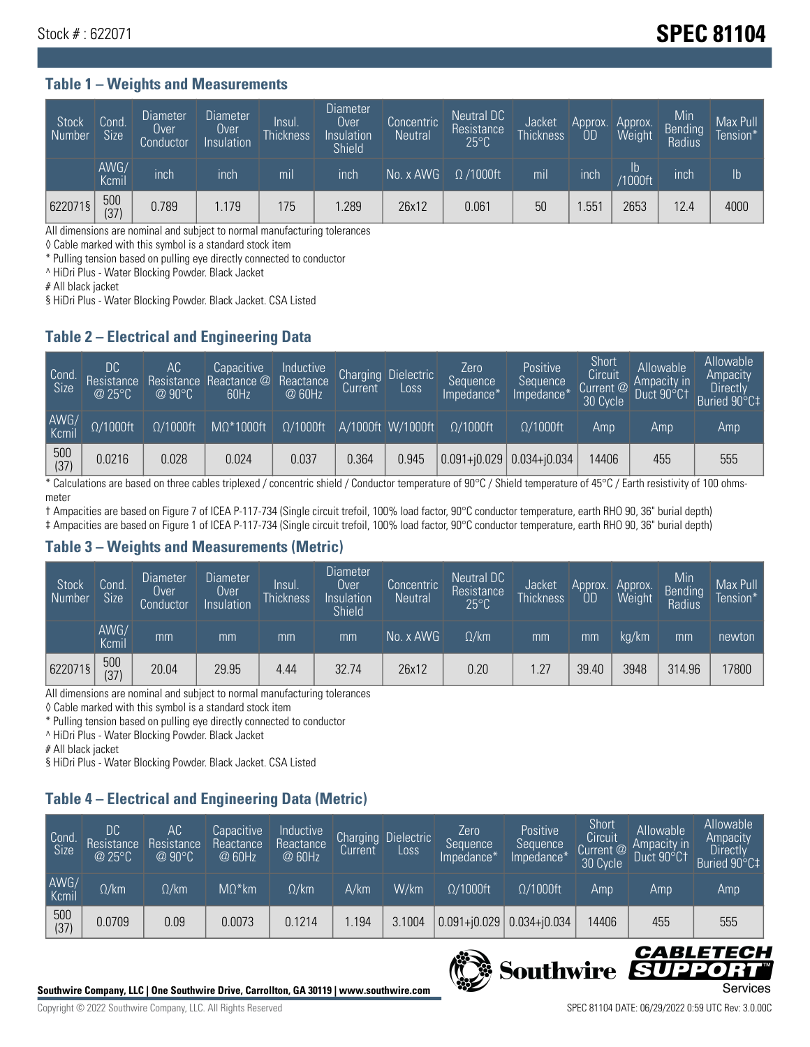Stock # : 622071

# SPEC 81104

## Table 1 – Weights and Measurements

| Stock Number | Cond. Size | Diameter Over Conductor | Diameter Over Insulation | Insul. Thickness | Diameter Over Insulation Shield | Concentric Neutral | Neutral DC Resistance 25°C | Jacket Thickness | Approx. OD | Approx. Weight | Min Bending Radius | Max Pull Tension* |
|---|---|---|---|---|---|---|---|---|---|---|---|---|
| | AWG/ Kcmil | inch | inch | mil | inch | No. x AWG | Ω /1000ft | mil | inch | lb /1000ft | inch | lb |
| 622071§ | 500 (37) | 0.789 | 1.179 | 175 | 1.289 | 26x12 | 0.061 | 50 | 1.551 | 2653 | 12.4 | 4000 |

All dimensions are nominal and subject to normal manufacturing tolerances
◊ Cable marked with this symbol is a standard stock item
* Pulling tension based on pulling eye directly connected to conductor
^ HiDri Plus - Water Blocking Powder. Black Jacket
# All black jacket
§ HiDri Plus - Water Blocking Powder. Black Jacket. CSA Listed

## Table 2 – Electrical and Engineering Data

| Cond. Size | DC Resistance @ 25°C | AC Resistance @ 90°C | Capacitive Reactance @ 60Hz | Inductive Reactance @ 60Hz | Charging Current | Dielectric Loss | Zero Sequence Impedance* | Positive Sequence Impedance* | Short Circuit Current @ 30 Cycle | Allowable Ampacity in Duct 90°C† | Allowable Ampacity Directly Buried 90°C‡ |
|---|---|---|---|---|---|---|---|---|---|---|---|
| AWG/ Kcmil | Ω/1000ft | Ω/1000ft | MΩ*1000ft | Ω/1000ft | A/1000ft | W/1000ft | Ω/1000ft | Ω/1000ft | Amp | Amp | Amp |
| 500 (37) | 0.0216 | 0.028 | 0.024 | 0.037 | 0.364 | 0.945 | 0.091+j0.029 | 0.034+j0.034 | 14406 | 455 | 555 |

* Calculations are based on three cables triplexed / concentric shield / Conductor temperature of 90°C / Shield temperature of 45°C / Earth resistivity of 100 ohms-meter
† Ampacities are based on Figure 7 of ICEA P-117-734 (Single circuit trefoil, 100% load factor, 90°C conductor temperature, earth RHO 90, 36" burial depth)
‡ Ampacities are based on Figure 1 of ICEA P-117-734 (Single circuit trefoil, 100% load factor, 90°C conductor temperature, earth RHO 90, 36" burial depth)

## Table 3 – Weights and Measurements (Metric)

| Stock Number | Cond. Size | Diameter Over Conductor | Diameter Over Insulation | Insul. Thickness | Diameter Over Insulation Shield | Concentric Neutral | Neutral DC Resistance 25°C | Jacket Thickness | Approx. OD | Approx. Weight | Min Bending Radius | Max Pull Tension* |
|---|---|---|---|---|---|---|---|---|---|---|---|---|
| | AWG/ Kcmil | mm | mm | mm | mm | No. x AWG | Ω/km | mm | mm | kg/km | mm | newton |
| 622071§ | 500 (37) | 20.04 | 29.95 | 4.44 | 32.74 | 26x12 | 0.20 | 1.27 | 39.40 | 3948 | 314.96 | 17800 |

All dimensions are nominal and subject to normal manufacturing tolerances
◊ Cable marked with this symbol is a standard stock item
* Pulling tension based on pulling eye directly connected to conductor
^ HiDri Plus - Water Blocking Powder. Black Jacket
# All black jacket
§ HiDri Plus - Water Blocking Powder. Black Jacket. CSA Listed

## Table 4 – Electrical and Engineering Data (Metric)

| Cond. Size | DC Resistance @ 25°C | AC Resistance @ 90°C | Capacitive Reactance @ 60Hz | Inductive Reactance @ 60Hz | Charging Current | Dielectric Loss | Zero Sequence Impedance* | Positive Sequence Impedance* | Short Circuit Current @ 30 Cycle | Allowable Ampacity in Duct 90°C† | Allowable Ampacity Directly Buried 90°C‡ |
|---|---|---|---|---|---|---|---|---|---|---|---|
| AWG/ Kcmil | Ω/km | Ω/km | MΩ*km | Ω/km | A/km | W/km | Ω/1000ft | Ω/1000ft | Amp | Amp | Amp |
| 500 (37) | 0.0709 | 0.09 | 0.0073 | 0.1214 | 1.194 | 3.1004 | 0.091+j0.029 | 0.034+j0.034 | 14406 | 455 | 555 |

**Southwire Company, LLC | One Southwire Drive, Carrollton, GA 30119 | www.southwire.com**

Copyright © 2022 Southwire Company, LLC. All Rights Reserved

SPEC 81104 DATE: 06/29/2022 0:59 UTC Rev: 3.0.00C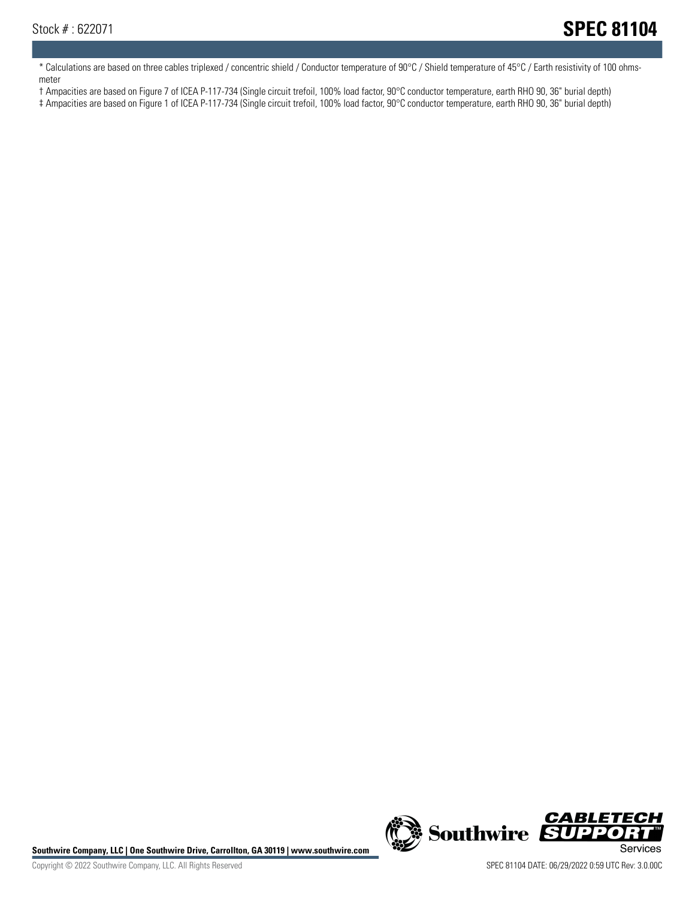* Calculations are based on three cables triplexed / concentric shield / Conductor temperature of 90°C / Shield temperature of 45°C / Earth resistivity of 100 ohms-meter

† Ampacities are based on Figure 7 of ICEA P-117-734 (Single circuit trefoil, 100% load factor, 90°C conductor temperature, earth RHO 90, 36" burial depth)

‡ Ampacities are based on Figure 1 of ICEA P-117-734 (Single circuit trefoil, 100% load factor, 90°C conductor temperature, earth RHO 90, 36" burial depth)